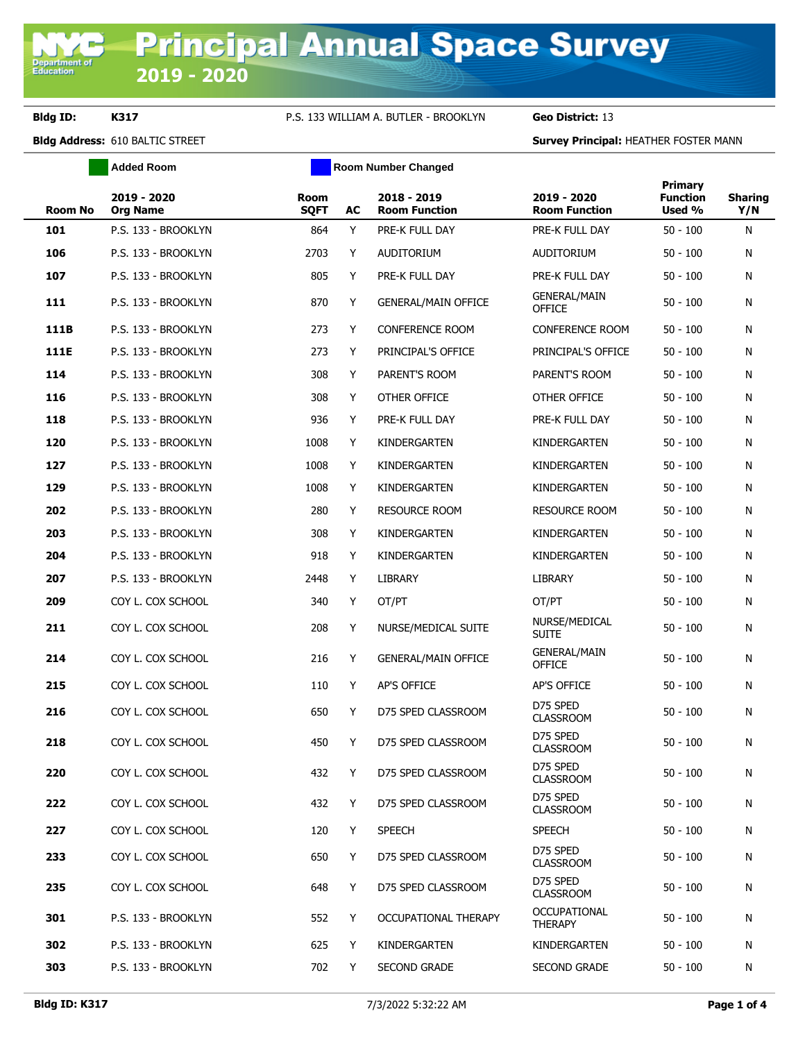# Principal Annual Space Survey 2019 - 2020

**Bldg ID:** K317 P.S. 133 WILLIAM A. BUTLER - BROOKLYN **Geo District:** 13

**Bldg Address:** 610 BALTIC STREET **Survey Principal:** HEATHER FOSTER MANN

Added Room | Room Number Changed

| Room No | 2019 - 2020 Org Name | Room SQFT | AC | 2018 - 2019 Room Function | 2019 - 2020 Room Function | Primary Function Used % | Sharing Y/N |
|---|---|---|---|---|---|---|---|
| 101 | P.S. 133 - BROOKLYN | 864 | Y | PRE-K FULL DAY | PRE-K FULL DAY | 50 - 100 | N |
| 106 | P.S. 133 - BROOKLYN | 2703 | Y | AUDITORIUM | AUDITORIUM | 50 - 100 | N |
| 107 | P.S. 133 - BROOKLYN | 805 | Y | PRE-K FULL DAY | PRE-K FULL DAY | 50 - 100 | N |
| 111 | P.S. 133 - BROOKLYN | 870 | Y | GENERAL/MAIN OFFICE | GENERAL/MAIN OFFICE | 50 - 100 | N |
| 111B | P.S. 133 - BROOKLYN | 273 | Y | CONFERENCE ROOM | CONFERENCE ROOM | 50 - 100 | N |
| 111E | P.S. 133 - BROOKLYN | 273 | Y | PRINCIPAL'S OFFICE | PRINCIPAL'S OFFICE | 50 - 100 | N |
| 114 | P.S. 133 - BROOKLYN | 308 | Y | PARENT'S ROOM | PARENT'S ROOM | 50 - 100 | N |
| 116 | P.S. 133 - BROOKLYN | 308 | Y | OTHER OFFICE | OTHER OFFICE | 50 - 100 | N |
| 118 | P.S. 133 - BROOKLYN | 936 | Y | PRE-K FULL DAY | PRE-K FULL DAY | 50 - 100 | N |
| 120 | P.S. 133 - BROOKLYN | 1008 | Y | KINDERGARTEN | KINDERGARTEN | 50 - 100 | N |
| 127 | P.S. 133 - BROOKLYN | 1008 | Y | KINDERGARTEN | KINDERGARTEN | 50 - 100 | N |
| 129 | P.S. 133 - BROOKLYN | 1008 | Y | KINDERGARTEN | KINDERGARTEN | 50 - 100 | N |
| 202 | P.S. 133 - BROOKLYN | 280 | Y | RESOURCE ROOM | RESOURCE ROOM | 50 - 100 | N |
| 203 | P.S. 133 - BROOKLYN | 308 | Y | KINDERGARTEN | KINDERGARTEN | 50 - 100 | N |
| 204 | P.S. 133 - BROOKLYN | 918 | Y | KINDERGARTEN | KINDERGARTEN | 50 - 100 | N |
| 207 | P.S. 133 - BROOKLYN | 2448 | Y | LIBRARY | LIBRARY | 50 - 100 | N |
| 209 | COY L. COX SCHOOL | 340 | Y | OT/PT | OT/PT | 50 - 100 | N |
| 211 | COY L. COX SCHOOL | 208 | Y | NURSE/MEDICAL SUITE | NURSE/MEDICAL SUITE | 50 - 100 | N |
| 214 | COY L. COX SCHOOL | 216 | Y | GENERAL/MAIN OFFICE | GENERAL/MAIN OFFICE | 50 - 100 | N |
| 215 | COY L. COX SCHOOL | 110 | Y | AP'S OFFICE | AP'S OFFICE | 50 - 100 | N |
| 216 | COY L. COX SCHOOL | 650 | Y | D75 SPED CLASSROOM | D75 SPED CLASSROOM | 50 - 100 | N |
| 218 | COY L. COX SCHOOL | 450 | Y | D75 SPED CLASSROOM | D75 SPED CLASSROOM | 50 - 100 | N |
| 220 | COY L. COX SCHOOL | 432 | Y | D75 SPED CLASSROOM | D75 SPED CLASSROOM | 50 - 100 | N |
| 222 | COY L. COX SCHOOL | 432 | Y | D75 SPED CLASSROOM | D75 SPED CLASSROOM | 50 - 100 | N |
| 227 | COY L. COX SCHOOL | 120 | Y | SPEECH | SPEECH | 50 - 100 | N |
| 233 | COY L. COX SCHOOL | 650 | Y | D75 SPED CLASSROOM | D75 SPED CLASSROOM | 50 - 100 | N |
| 235 | COY L. COX SCHOOL | 648 | Y | D75 SPED CLASSROOM | D75 SPED CLASSROOM | 50 - 100 | N |
| 301 | P.S. 133 - BROOKLYN | 552 | Y | OCCUPATIONAL THERAPY | OCCUPATIONAL THERAPY | 50 - 100 | N |
| 302 | P.S. 133 - BROOKLYN | 625 | Y | KINDERGARTEN | KINDERGARTEN | 50 - 100 | N |
| 303 | P.S. 133 - BROOKLYN | 702 | Y | SECOND GRADE | SECOND GRADE | 50 - 100 | N |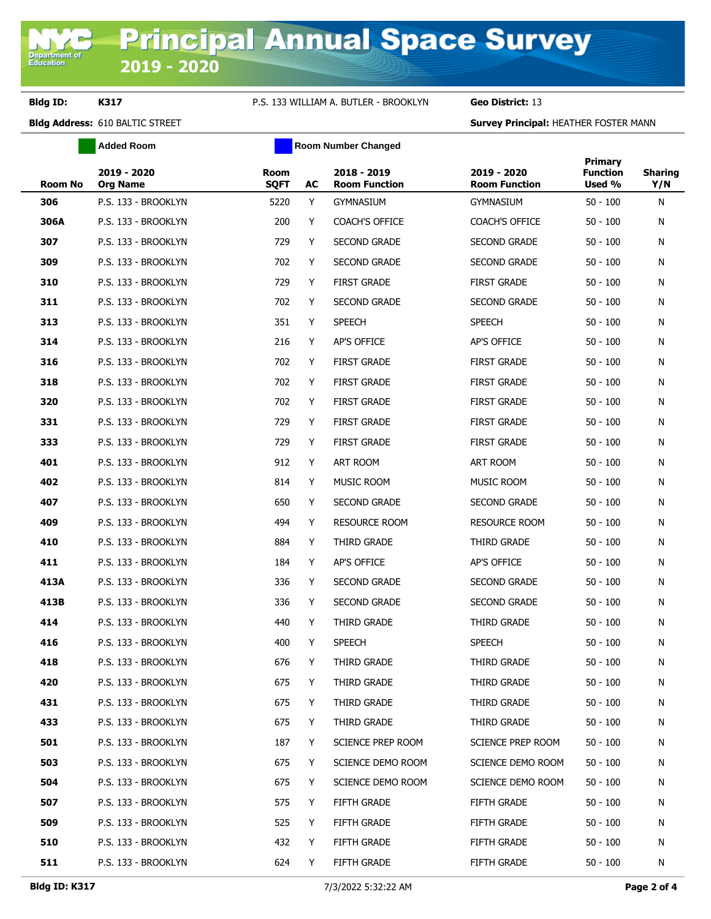# Principal Annual Space Survey 2019 - 2020

**Bldg ID:** K317 P.S. 133 WILLIAM A. BUTLER - BROOKLYN **Geo District:** 13

**Bldg Address:** 610 BALTIC STREET **Survey Principal:** HEATHER FOSTER MANN

Added Room | Room Number Changed

| Room No | 2019 - 2020 Org Name | Room SQFT | AC | 2018 - 2019 Room Function | 2019 - 2020 Room Function | Primary Function Used % | Sharing Y/N |
|---|---|---|---|---|---|---|---|
| **306** | P.S. 133 - BROOKLYN | 5220 | Y | GYMNASIUM | GYMNASIUM | 50 - 100 | N |
| **306A** | P.S. 133 - BROOKLYN | 200 | Y | COACH'S OFFICE | COACH'S OFFICE | 50 - 100 | N |
| **307** | P.S. 133 - BROOKLYN | 729 | Y | SECOND GRADE | SECOND GRADE | 50 - 100 | N |
| **309** | P.S. 133 - BROOKLYN | 702 | Y | SECOND GRADE | SECOND GRADE | 50 - 100 | N |
| **310** | P.S. 133 - BROOKLYN | 729 | Y | FIRST GRADE | FIRST GRADE | 50 - 100 | N |
| **311** | P.S. 133 - BROOKLYN | 702 | Y | SECOND GRADE | SECOND GRADE | 50 - 100 | N |
| **313** | P.S. 133 - BROOKLYN | 351 | Y | SPEECH | SPEECH | 50 - 100 | N |
| **314** | P.S. 133 - BROOKLYN | 216 | Y | AP'S OFFICE | AP'S OFFICE | 50 - 100 | N |
| **316** | P.S. 133 - BROOKLYN | 702 | Y | FIRST GRADE | FIRST GRADE | 50 - 100 | N |
| **318** | P.S. 133 - BROOKLYN | 702 | Y | FIRST GRADE | FIRST GRADE | 50 - 100 | N |
| **320** | P.S. 133 - BROOKLYN | 702 | Y | FIRST GRADE | FIRST GRADE | 50 - 100 | N |
| **331** | P.S. 133 - BROOKLYN | 729 | Y | FIRST GRADE | FIRST GRADE | 50 - 100 | N |
| **333** | P.S. 133 - BROOKLYN | 729 | Y | FIRST GRADE | FIRST GRADE | 50 - 100 | N |
| **401** | P.S. 133 - BROOKLYN | 912 | Y | ART ROOM | ART ROOM | 50 - 100 | N |
| **402** | P.S. 133 - BROOKLYN | 814 | Y | MUSIC ROOM | MUSIC ROOM | 50 - 100 | N |
| **407** | P.S. 133 - BROOKLYN | 650 | Y | SECOND GRADE | SECOND GRADE | 50 - 100 | N |
| **409** | P.S. 133 - BROOKLYN | 494 | Y | RESOURCE ROOM | RESOURCE ROOM | 50 - 100 | N |
| **410** | P.S. 133 - BROOKLYN | 884 | Y | THIRD GRADE | THIRD GRADE | 50 - 100 | N |
| **411** | P.S. 133 - BROOKLYN | 184 | Y | AP'S OFFICE | AP'S OFFICE | 50 - 100 | N |
| **413A** | P.S. 133 - BROOKLYN | 336 | Y | SECOND GRADE | SECOND GRADE | 50 - 100 | N |
| **413B** | P.S. 133 - BROOKLYN | 336 | Y | SECOND GRADE | SECOND GRADE | 50 - 100 | N |
| **414** | P.S. 133 - BROOKLYN | 440 | Y | THIRD GRADE | THIRD GRADE | 50 - 100 | N |
| **416** | P.S. 133 - BROOKLYN | 400 | Y | SPEECH | SPEECH | 50 - 100 | N |
| **418** | P.S. 133 - BROOKLYN | 676 | Y | THIRD GRADE | THIRD GRADE | 50 - 100 | N |
| **420** | P.S. 133 - BROOKLYN | 675 | Y | THIRD GRADE | THIRD GRADE | 50 - 100 | N |
| **431** | P.S. 133 - BROOKLYN | 675 | Y | THIRD GRADE | THIRD GRADE | 50 - 100 | N |
| **433** | P.S. 133 - BROOKLYN | 675 | Y | THIRD GRADE | THIRD GRADE | 50 - 100 | N |
| **501** | P.S. 133 - BROOKLYN | 187 | Y | SCIENCE PREP ROOM | SCIENCE PREP ROOM | 50 - 100 | N |
| **503** | P.S. 133 - BROOKLYN | 675 | Y | SCIENCE DEMO ROOM | SCIENCE DEMO ROOM | 50 - 100 | N |
| **504** | P.S. 133 - BROOKLYN | 675 | Y | SCIENCE DEMO ROOM | SCIENCE DEMO ROOM | 50 - 100 | N |
| **507** | P.S. 133 - BROOKLYN | 575 | Y | FIFTH GRADE | FIFTH GRADE | 50 - 100 | N |
| **509** | P.S. 133 - BROOKLYN | 525 | Y | FIFTH GRADE | FIFTH GRADE | 50 - 100 | N |
| **510** | P.S. 133 - BROOKLYN | 432 | Y | FIFTH GRADE | FIFTH GRADE | 50 - 100 | N |
| **511** | P.S. 133 - BROOKLYN | 624 | Y | FIFTH GRADE | FIFTH GRADE | 50 - 100 | N |

7/3/2022 5:32:22 AM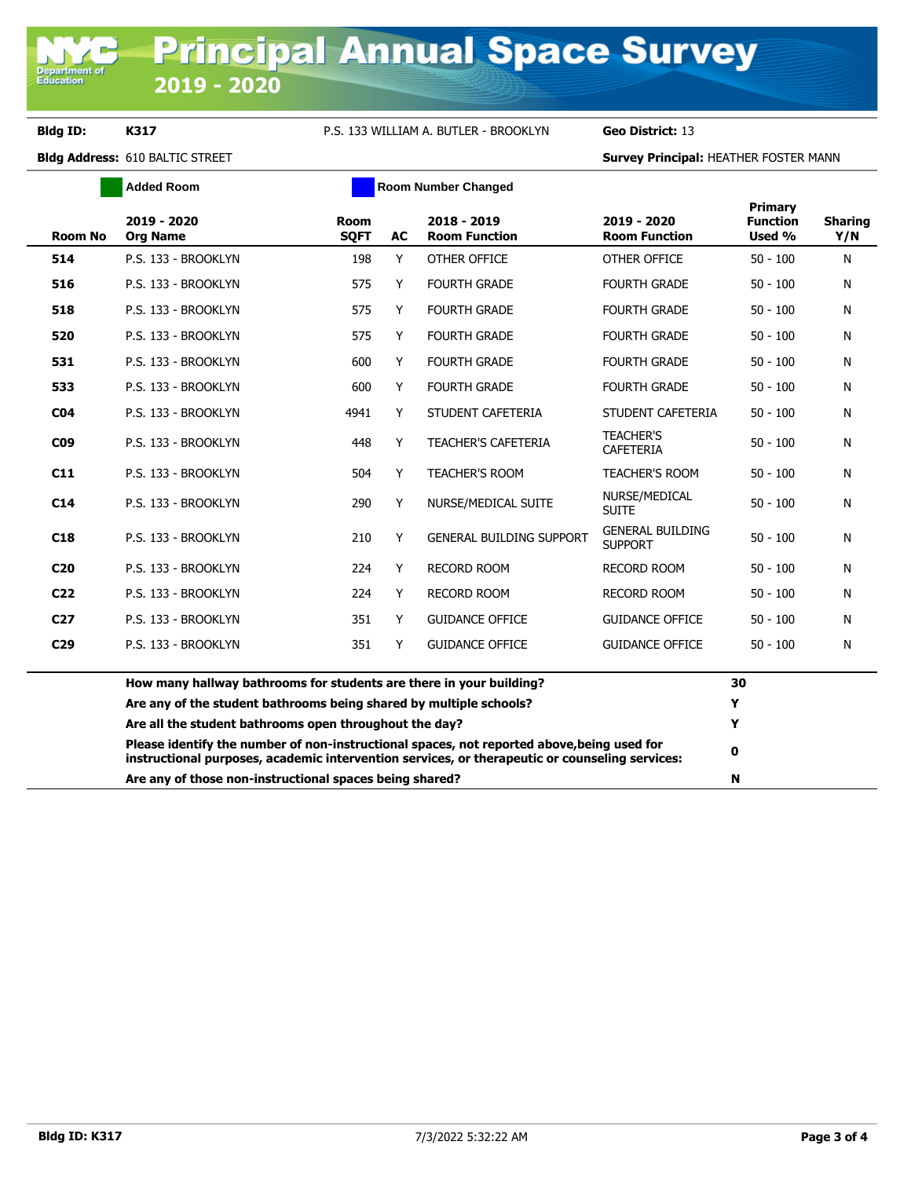# Principal Annual Space Survey 2019 - 2020

**Bldg ID:** K317 P.S. 133 WILLIAM A. BUTLER - BROOKLYN **Geo District:** 13

**Bldg Address:** 610 BALTIC STREET **Survey Principal:** HEATHER FOSTER MANN

Added Room | Room Number Changed

| Room No | 2019 - 2020 Org Name | Room SQFT | AC | 2018 - 2019 Room Function | 2019 - 2020 Room Function | Primary Function Used % | Sharing Y/N |
|---|---|---|---|---|---|---|---|
| 514 | P.S. 133 - BROOKLYN | 198 | Y | OTHER OFFICE | OTHER OFFICE | 50 - 100 | N |
| 516 | P.S. 133 - BROOKLYN | 575 | Y | FOURTH GRADE | FOURTH GRADE | 50 - 100 | N |
| 518 | P.S. 133 - BROOKLYN | 575 | Y | FOURTH GRADE | FOURTH GRADE | 50 - 100 | N |
| 520 | P.S. 133 - BROOKLYN | 575 | Y | FOURTH GRADE | FOURTH GRADE | 50 - 100 | N |
| 531 | P.S. 133 - BROOKLYN | 600 | Y | FOURTH GRADE | FOURTH GRADE | 50 - 100 | N |
| 533 | P.S. 133 - BROOKLYN | 600 | Y | FOURTH GRADE | FOURTH GRADE | 50 - 100 | N |
| C04 | P.S. 133 - BROOKLYN | 4941 | Y | STUDENT CAFETERIA | STUDENT CAFETERIA | 50 - 100 | N |
| C09 | P.S. 133 - BROOKLYN | 448 | Y | TEACHER'S CAFETERIA | TEACHER'S CAFETERIA | 50 - 100 | N |
| C11 | P.S. 133 - BROOKLYN | 504 | Y | TEACHER'S ROOM | TEACHER'S ROOM | 50 - 100 | N |
| C14 | P.S. 133 - BROOKLYN | 290 | Y | NURSE/MEDICAL SUITE | NURSE/MEDICAL SUITE | 50 - 100 | N |
| C18 | P.S. 133 - BROOKLYN | 210 | Y | GENERAL BUILDING SUPPORT | GENERAL BUILDING SUPPORT | 50 - 100 | N |
| C20 | P.S. 133 - BROOKLYN | 224 | Y | RECORD ROOM | RECORD ROOM | 50 - 100 | N |
| C22 | P.S. 133 - BROOKLYN | 224 | Y | RECORD ROOM | RECORD ROOM | 50 - 100 | N |
| C27 | P.S. 133 - BROOKLYN | 351 | Y | GUIDANCE OFFICE | GUIDANCE OFFICE | 50 - 100 | N |
| C29 | P.S. 133 - BROOKLYN | 351 | Y | GUIDANCE OFFICE | GUIDANCE OFFICE | 50 - 100 | N |

| Question | Answer |
|---|---|
| **How many hallway bathrooms for students are there in your building?** | **30** |
| **Are any of the student bathrooms being shared by multiple schools?** | **Y** |
| **Are all the student bathrooms open throughout the day?** | **Y** |
| **Please identify the number of non-instructional spaces, not reported above,being used for instructional purposes, academic intervention services, or therapeutic or counseling services:** | **0** |
| **Are any of those non-instructional spaces being shared?** | **N** |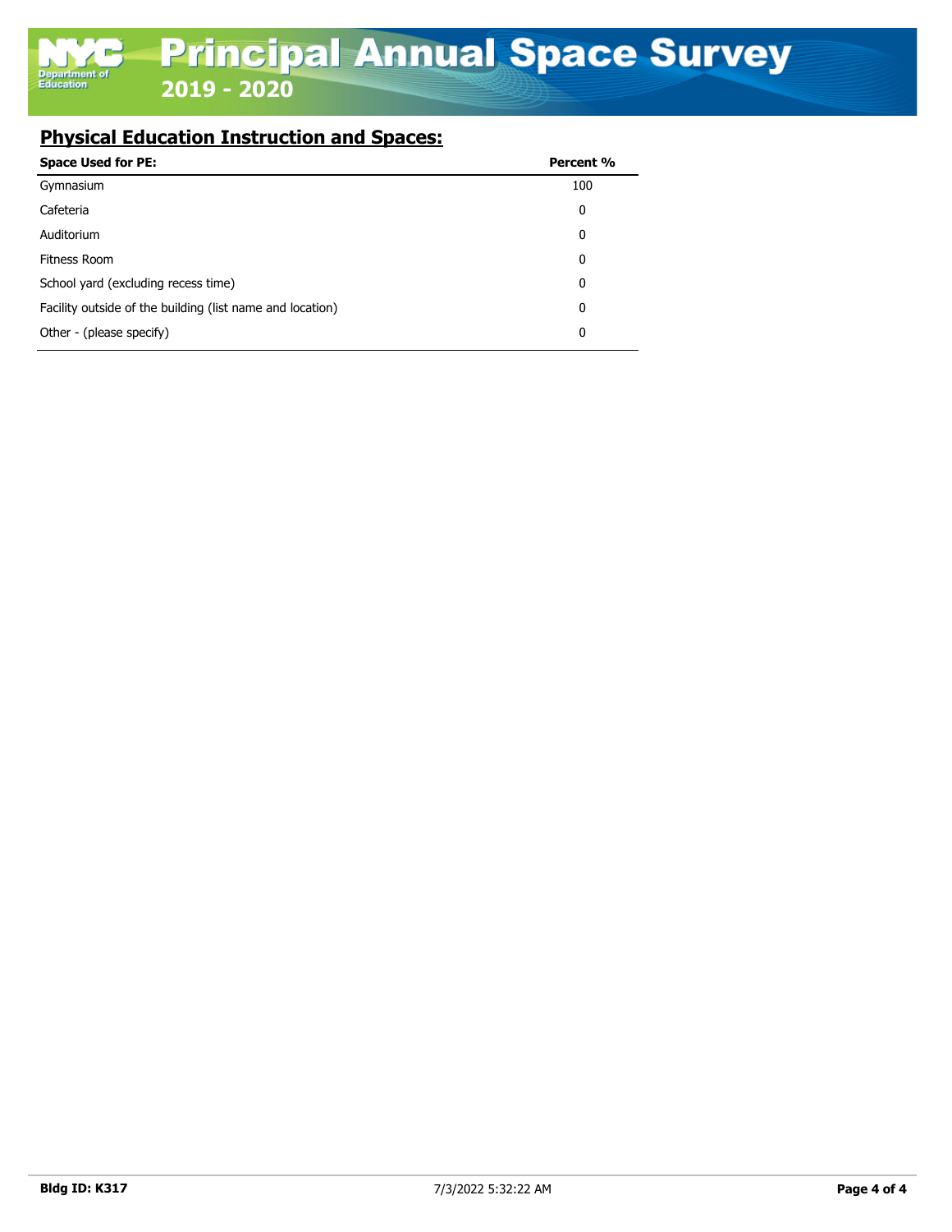## Physical Education Instruction and Spaces:

| Space Used for PE: | Percent % |
|---|---|
| Gymnasium | 100 |
| Cafeteria | 0 |
| Auditorium | 0 |
| Fitness Room | 0 |
| School yard (excluding recess time) | 0 |
| Facility outside of the building (list name and location) | 0 |
| Other - (please specify) | 0 |